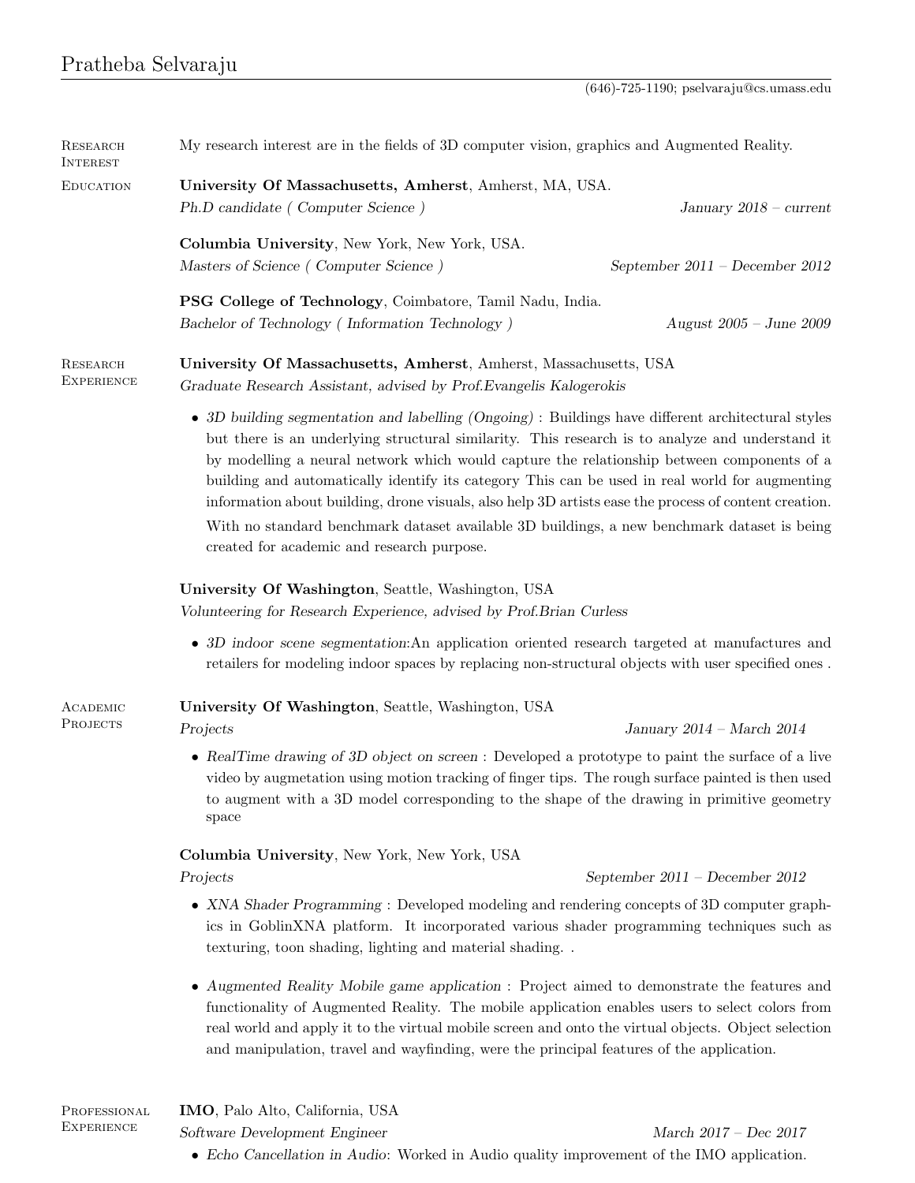# Pratheba Selvaraju

(646)-725-1190; pselvaraju@cs.umass.edu

## Research Interest

My research interest are in the fields of 3D computer vision, graphics and Augmented Reality.

## Education

**University Of Massachusetts, Amherst**, Amherst, MA, USA.
*Ph.D candidate ( Computer Science )* — *January 2018 – current*

**Columbia University**, New York, New York, USA.
*Masters of Science ( Computer Science )* — *September 2011 – December 2012*

**PSG College of Technology**, Coimbatore, Tamil Nadu, India.
*Bachelor of Technology ( Information Technology )* — *August 2005 – June 2009*

## Research Experience

**University Of Massachusetts, Amherst**, Amherst, Massachusetts, USA
*Graduate Research Assistant, advised by Prof.Evangelis Kalogerokis*

- *3D building segmentation and labelling (Ongoing)* : Buildings have different architectural styles but there is an underlying structural similarity. This research is to analyze and understand it by modelling a neural network which would capture the relationship between components of a building and automatically identify its category This can be used in real world for augmenting information about building, drone visuals, also help 3D artists ease the process of content creation.

  With no standard benchmark dataset available 3D buildings, a new benchmark dataset is being created for academic and research purpose.

**University Of Washington**, Seattle, Washington, USA
*Volunteering for Research Experience, advised by Prof.Brian Curless*

- *3D indoor scene segmentation*:An application oriented research targeted at manufactures and retailers for modeling indoor spaces by replacing non-structural objects with user specified ones .

## Academic Projects

**University Of Washington**, Seattle, Washington, USA
*Projects* — *January 2014 – March 2014*

- *RealTime drawing of 3D object on screen* : Developed a prototype to paint the surface of a live video by augmetation using motion tracking of finger tips. The rough surface painted is then used to augment with a 3D model corresponding to the shape of the drawing in primitive geometry space

**Columbia University**, New York, New York, USA
*Projects* — *September 2011 – December 2012*

- *XNA Shader Programming* : Developed modeling and rendering concepts of 3D computer graphics in GoblinXNA platform. It incorporated various shader programming techniques such as texturing, toon shading, lighting and material shading. .

- *Augmented Reality Mobile game application* : Project aimed to demonstrate the features and functionality of Augmented Reality. The mobile application enables users to select colors from real world and apply it to the virtual mobile screen and onto the virtual objects. Object selection and manipulation, travel and wayfinding, were the principal features of the application.

## Professional Experience

**IMO**, Palo Alto, California, USA
*Software Development Engineer* — *March 2017 – Dec 2017*

- *Echo Cancellation in Audio*: Worked in Audio quality improvement of the IMO application.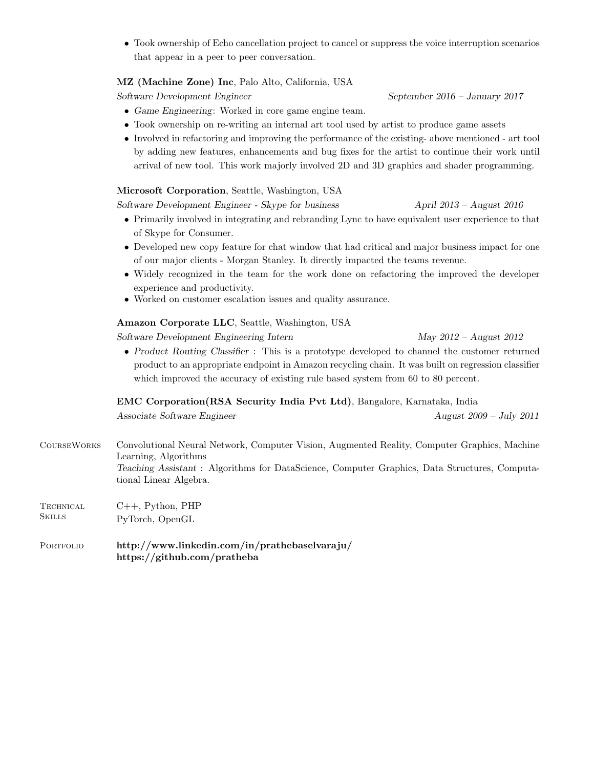- Took ownership of Echo cancellation project to cancel or suppress the voice interruption scenarios that appear in a peer to peer conversation.

**MZ (Machine Zone) Inc**, Palo Alto, California, USA
*Software Development Engineer* — *September 2016 – January 2017*

- *Game Engineering*: Worked in core game engine team.
- Took ownership on re-writing an internal art tool used by artist to produce game assets
- Involved in refactoring and improving the performance of the existing- above mentioned - art tool by adding new features, enhancements and bug fixes for the artist to continue their work until arrival of new tool. This work majorly involved 2D and 3D graphics and shader programming.

**Microsoft Corporation**, Seattle, Washington, USA
*Software Development Engineer - Skype for business* — *April 2013 – August 2016*

- Primarily involved in integrating and rebranding Lync to have equivalent user experience to that of Skype for Consumer.
- Developed new copy feature for chat window that had critical and major business impact for one of our major clients - Morgan Stanley. It directly impacted the teams revenue.
- Widely recognized in the team for the work done on refactoring the improved the developer experience and productivity.
- Worked on customer escalation issues and quality assurance.

**Amazon Corporate LLC**, Seattle, Washington, USA
*Software Development Engineering Intern* — *May 2012 – August 2012*

- *Product Routing Classifier* : This is a prototype developed to channel the customer returned product to an appropriate endpoint in Amazon recycling chain. It was built on regression classifier which improved the accuracy of existing rule based system from 60 to 80 percent.

**EMC Corporation(RSA Security India Pvt Ltd)**, Bangalore, Karnataka, India
*Associate Software Engineer* — *August 2009 – July 2011*

## CourseWorks

Convolutional Neural Network, Computer Vision, Augmented Reality, Computer Graphics, Machine Learning, Algorithms
*Teaching Assistant* : Algorithms for DataScience, Computer Graphics, Data Structures, Computational Linear Algebra.

## Technical Skills

C++, Python, PHP
PyTorch, OpenGL

## Portfolio

**http://www.linkedin.com/in/prathebaselvaraju/**
**https://github.com/pratheba**